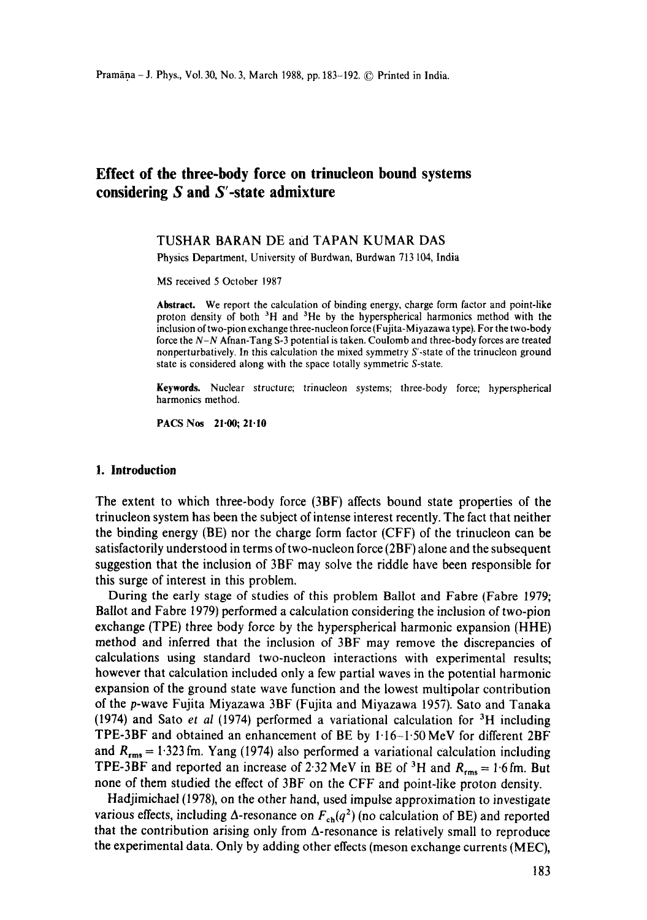# Effect of the three-body force on trinucleon bound systems considering $S$ and $S'$-state admixture

TUSHAR BARAN DE and TAPAN KUMAR DAS

Physics Department, University of Burdwan, Burdwan 713 104, India

MS received 5 October 1987

**Abstract.** We report the calculation of binding energy, charge form factor and point-like proton density of both $^3$H and $^3$He by the hyperspherical harmonics method with the inclusion of two-pion exchange three-nucleon force (Fujita-Miyazawa type). For the two-body force the $N$–$N$ Afnan-Tang S-3 potential is taken. Coulomb and three-body forces are treated nonperturbatively. In this calculation the mixed symmetry $S'$-state of the trinucleon ground state is considered along with the space totally symmetric $S$-state.

**Keywords.** Nuclear structure; trinucleon systems; three-body force; hyperspherical harmonics method.

**PACS Nos** 21·00; 21·10

## 1. Introduction

The extent to which three-body force (3BF) affects bound state properties of the trinucleon system has been the subject of intense interest recently. The fact that neither the binding energy (BE) nor the charge form factor (CFF) of the trinucleon can be satisfactorily understood in terms of two-nucleon force (2BF) alone and the subsequent suggestion that the inclusion of 3BF may solve the riddle have been responsible for this surge of interest in this problem.

During the early stage of studies of this problem Ballot and Fabre (Fabre 1979; Ballot and Fabre 1979) performed a calculation considering the inclusion of two-pion exchange (TPE) three body force by the hyperspherical harmonic expansion (HHE) method and inferred that the inclusion of 3BF may remove the discrepancies of calculations using standard two-nucleon interactions with experimental results; however that calculation included only a few partial waves in the potential harmonic expansion of the ground state wave function and the lowest multipolar contribution of the $p$-wave Fujita Miyazawa 3BF (Fujita and Miyazawa 1957). Sato and Tanaka (1974) and Sato *et al* (1974) performed a variational calculation for $^3$H including TPE-3BF and obtained an enhancement of BE by 1·16–1·50 MeV for different 2BF and $R_{rms} = 1{\cdot}323$ fm. Yang (1974) also performed a variational calculation including TPE-3BF and reported an increase of 2·32 MeV in BE of $^3$H and $R_{rms} = 1{\cdot}6$ fm. But none of them studied the effect of 3BF on the CFF and point-like proton density.

Hadjimichael (1978), on the other hand, used impulse approximation to investigate various effects, including $\Delta$-resonance on $F_{ch}(q^2)$ (no calculation of BE) and reported that the contribution arising only from $\Delta$-resonance is relatively small to reproduce the experimental data. Only by adding other effects (meson exchange currents (MEC),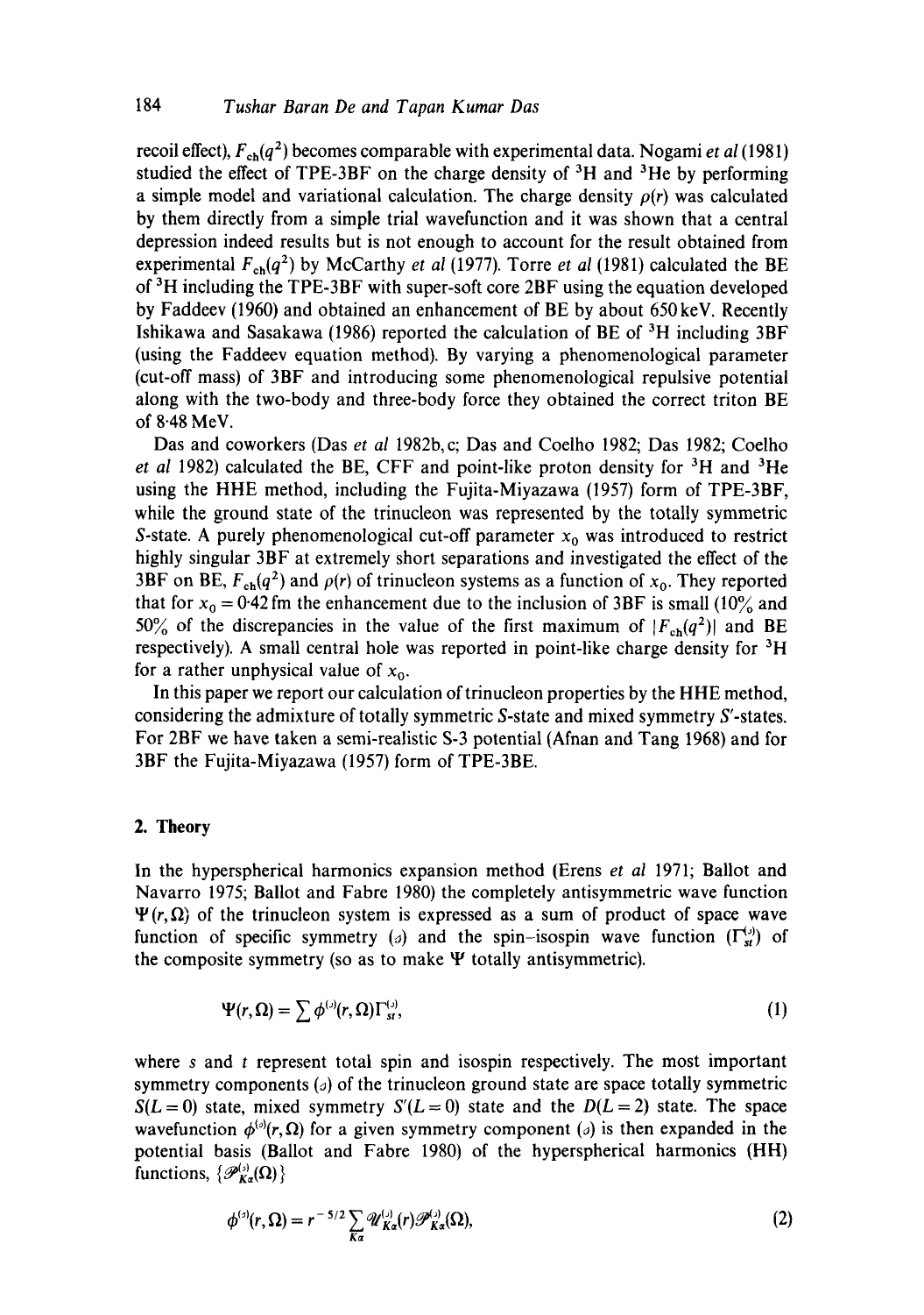recoil effect), $F_{ch}(q^2)$ becomes comparable with experimental data. Nogami *et al* (1981) studied the effect of TPE-3BF on the charge density of $^3$H and $^3$He by performing a simple model and variational calculation. The charge density $\rho(r)$ was calculated by them directly from a simple trial wavefunction and it was shown that a central depression indeed results but is not enough to account for the result obtained from experimental $F_{ch}(q^2)$ by McCarthy *et al* (1977). Torre *et al* (1981) calculated the BE of $^3$H including the TPE-3BF with super-soft core 2BF using the equation developed by Faddeev (1960) and obtained an enhancement of BE by about 650 keV. Recently Ishikawa and Sasakawa (1986) reported the calculation of BE of $^3$H including 3BF (using the Faddeev equation method). By varying a phenomenological parameter (cut-off mass) of 3BF and introducing some phenomenological repulsive potential along with the two-body and three-body force they obtained the correct triton BE of 8·48 MeV.

Das and coworkers (Das *et al* 1982b, c; Das and Coelho 1982; Das 1982; Coelho *et al* 1982) calculated the BE, CFF and point-like proton density for $^3$H and $^3$He using the HHE method, including the Fujita-Miyazawa (1957) form of TPE-3BF, while the ground state of the trinucleon was represented by the totally symmetric $S$-state. A purely phenomenological cut-off parameter $x_0$ was introduced to restrict highly singular 3BF at extremely short separations and investigated the effect of the 3BF on BE, $F_{ch}(q^2)$ and $\rho(r)$ of trinucleon systems as a function of $x_0$. They reported that for $x_0 = 0{\cdot}42$ fm the enhancement due to the inclusion of 3BF is small (10% and 50% of the discrepancies in the value of the first maximum of $|F_{ch}(q^2)|$ and BE respectively). A small central hole was reported in point-like charge density for $^3$H for a rather unphysical value of $x_0$.

In this paper we report our calculation of trinucleon properties by the HHE method, considering the admixture of totally symmetric $S$-state and mixed symmetry $S'$-states. For 2BF we have taken a semi-realistic S-3 potential (Afnan and Tang 1968) and for 3BF the Fujita-Miyazawa (1957) form of TPE-3BE.

## 2. Theory

In the hyperspherical harmonics expansion method (Erens *et al* 1971; Ballot and Navarro 1975; Ballot and Fabre 1980) the completely antisymmetric wave function $\Psi(r, \Omega)$ of the trinucleon system is expressed as a sum of product of space wave function of specific symmetry ($\jmath$) and the spin–isospin wave function ($\Gamma_{st}^{(\jmath)}$) of the composite symmetry (so as to make $\Psi$ totally antisymmetric).

$$\Psi(r, \Omega) = \sum \phi^{(\jmath)}(r, \Omega) \Gamma_{st}^{(\jmath)}, \tag{1}$$

where $s$ and $t$ represent total spin and isospin respectively. The most important symmetry components ($\jmath$) of the trinucleon ground state are space totally symmetric $S(L=0)$ state, mixed symmetry $S'(L=0)$ state and the $D(L=2)$ state. The space wavefunction $\phi^{(\jmath)}(r, \Omega)$ for a given symmetry component ($\jmath$) is then expanded in the potential basis (Ballot and Fabre 1980) of the hyperspherical harmonics (HH) functions, $\{\mathscr{P}_{K\alpha}^{(\jmath)}(\Omega)\}$

$$\phi^{(\jmath)}(r, \Omega) = r^{-5/2} \sum_{K\alpha} \mathscr{U}_{K\alpha}^{(\jmath)}(r) \mathscr{P}_{K\alpha}^{(\jmath)}(\Omega), \tag{2}$$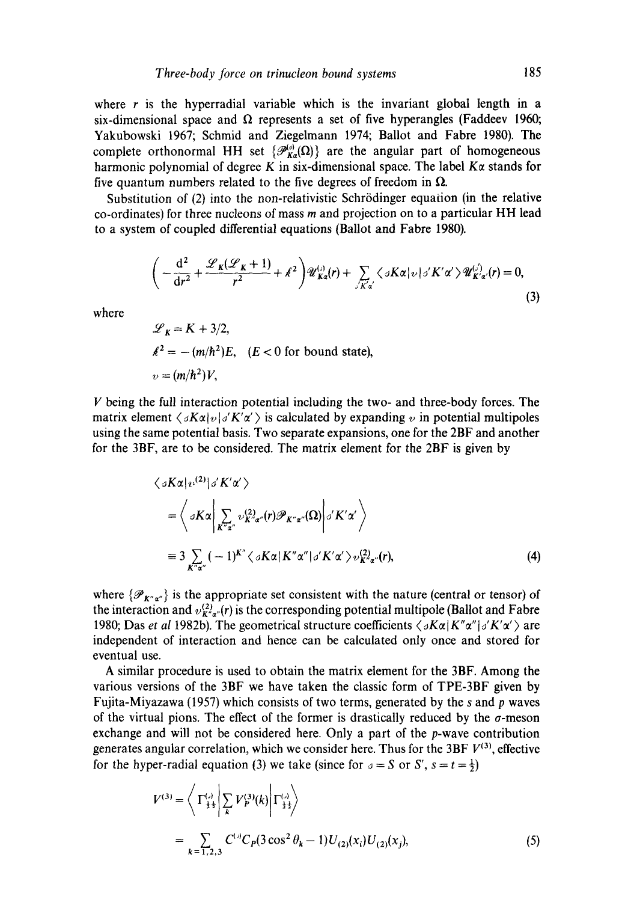where $r$ is the hyperradial variable which is the invariant global length in a six-dimensional space and $\Omega$ represents a set of five hyperangles (Faddeev 1960; Yakubowski 1967; Schmid and Ziegelmann 1974; Ballot and Fabre 1980). The complete orthonormal HH set $\{\mathscr{P}^{(\jmath)}_{K\alpha}(\Omega)\}$ are the angular part of homogeneous harmonic polynomial of degree $K$ in six-dimensional space. The label $K\alpha$ stands for five quantum numbers related to the five degrees of freedom in $\Omega$.

Substitution of (2) into the non-relativistic Schrödinger equation (in the relative co-ordinates) for three nucleons of mass $m$ and projection on to a particular HH lead to a system of coupled differential equations (Ballot and Fabre 1980).

$$\left(-\frac{d^2}{dr^2}+\frac{\mathscr{L}_K(\mathscr{L}_K+1)}{r^2}+\ell^2\right)\mathscr{U}^{(\jmath)}_{K\alpha}(r)+\sum_{\jmath' K'\alpha'}\langle \jmath K\alpha|v|\jmath' K'\alpha'\rangle \mathscr{U}^{(\jmath')}_{K'\alpha'}(r)=0, \tag{3}$$

where

$$\mathscr{L}_K=K+3/2,$$

$$\ell^2=-(m/\hbar^2)E,\quad (E<0 \text{ for bound state}),$$

$$v=(m/\hbar^2)V,$$

$V$ being the full interaction potential including the two- and three-body forces. The matrix element $\langle \jmath K\alpha|v|\jmath' K'\alpha'\rangle$ is calculated by expanding $v$ in potential multipoles using the same potential basis. Two separate expansions, one for the 2BF and another for the 3BF, are to be considered. The matrix element for the 2BF is given by

$$\begin{aligned}
&\langle \jmath K\alpha|v^{(2)}|\jmath' K'\alpha'\rangle \\
&=\left\langle \jmath K\alpha\left|\sum_{K''\alpha''}v^{(2)}_{K''\alpha''}(r)\mathscr{P}_{K''\alpha''}(\Omega)\right|\jmath' K'\alpha'\right\rangle \\
&\equiv 3\sum_{K''\alpha''}(-1)^{K''}\langle \jmath K\alpha|K''\alpha''|\jmath' K'\alpha'\rangle v^{(2)}_{K''\alpha''}(r),
\end{aligned} \tag{4}$$

where $\{\mathscr{P}_{K''\alpha''}\}$ is the appropriate set consistent with the nature (central or tensor) of the interaction and $v^{(2)}_{K''\alpha''}(r)$ is the corresponding potential multipole (Ballot and Fabre 1980; Das *et al* 1982b). The geometrical structure coefficients $\langle \jmath K\alpha|K''\alpha''|\jmath' K'\alpha'\rangle$ are independent of interaction and hence can be calculated only once and stored for eventual use.

A similar procedure is used to obtain the matrix element for the 3BF. Among the various versions of the 3BF we have taken the classic form of TPE-3BF given by Fujita-Miyazawa (1957) which consists of two terms, generated by the $s$ and $p$ waves of the virtual pions. The effect of the former is drastically reduced by the $\sigma$-meson exchange and will not be considered here. Only a part of the $p$-wave contribution generates angular correlation, which we consider here. Thus for the 3BF $V^{(3)}$, effective for the hyper-radial equation (3) we take (since for $\jmath=S$ or $S'$, $s=t=\frac{1}{2}$)

$$\begin{aligned}
V^{(3)}&=\left\langle \Gamma^{(\jmath)}_{\frac{1}{2}\frac{1}{2}}\left|\sum_k V^{(3)}_P(k)\right|\Gamma^{(\jmath)}_{\frac{1}{2}\frac{1}{2}}\right\rangle \\
&=\sum_{k=1,2,3}C^{(\jmath)}C_P(3\cos^2\theta_k-1)U_{(2)}(x_i)U_{(2)}(x_j),
\end{aligned} \tag{5}$$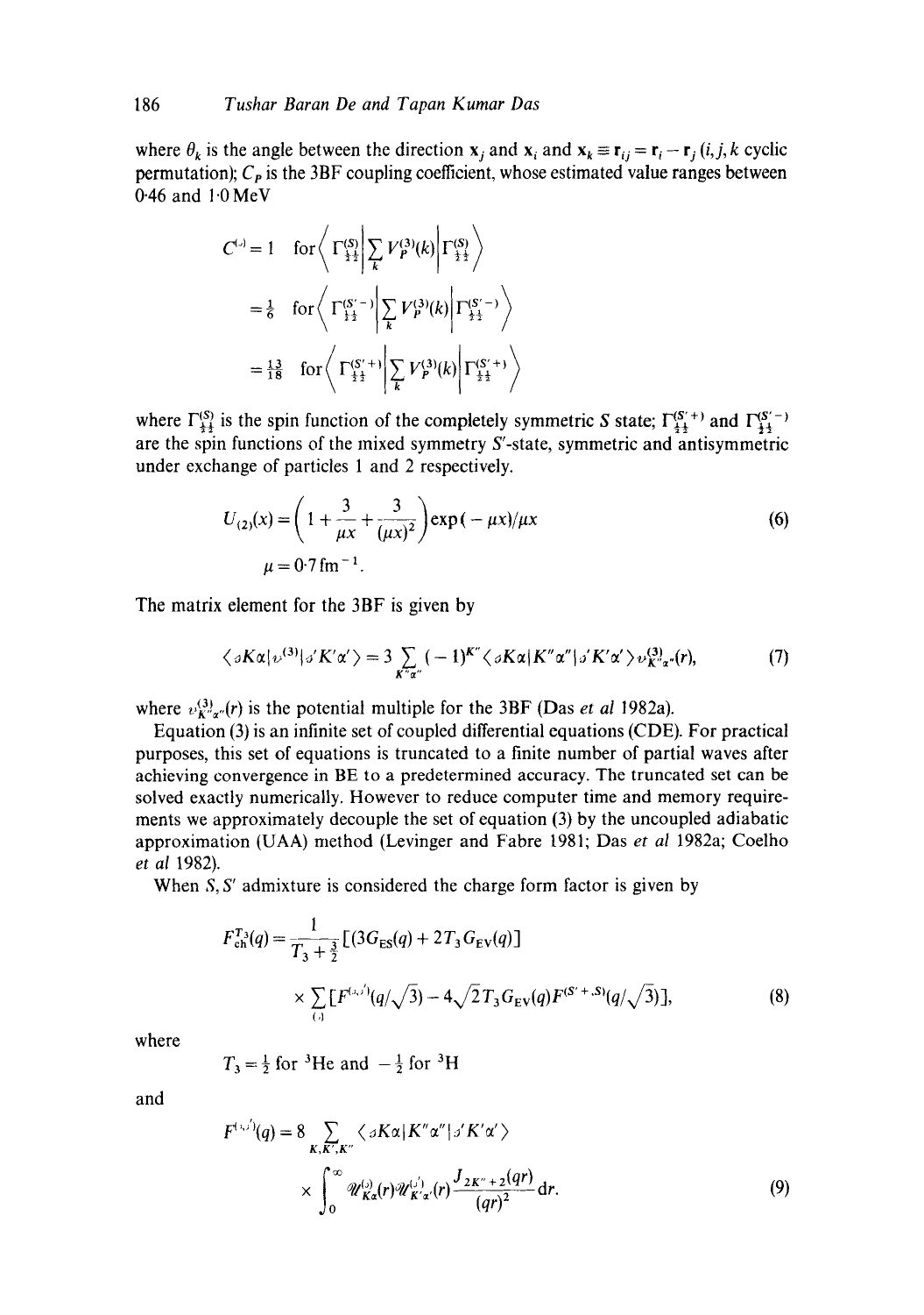where $\theta_k$ is the angle between the direction $\mathbf{x}_j$ and $\mathbf{x}_i$ and $\mathbf{x}_k \equiv \mathbf{r}_{ij} = \mathbf{r}_i - \mathbf{r}_j$ ($i, j, k$ cyclic permutation); $C_P$ is the 3BF coupling coefficient, whose estimated value ranges between 0·46 and 1·0 MeV

$$
\begin{aligned}
C^{(s)} &= 1 \quad \text{for} \left\langle \Gamma^{(S)}_{\frac{1}{2}\frac{1}{2}} \middle| \sum_k V_P^{(3)}(k) \middle| \Gamma^{(S)}_{\frac{1}{2}\frac{1}{2}} \right\rangle \\
&= \tfrac{1}{6} \quad \text{for} \left\langle \Gamma^{(S'-)}_{\frac{1}{2}\frac{1}{2}} \middle| \sum_k V_P^{(3)}(k) \middle| \Gamma^{(S'-)}_{\frac{1}{2}\frac{1}{2}} \right\rangle \\
&= \tfrac{13}{18} \quad \text{for} \left\langle \Gamma^{(S'+)}_{\frac{1}{2}\frac{1}{2}} \middle| \sum_k V_P^{(3)}(k) \middle| \Gamma^{(S'+)}_{\frac{1}{2}\frac{1}{2}} \right\rangle
\end{aligned}
$$

where $\Gamma^{(S)}_{\frac{1}{2}\frac{1}{2}}$ is the spin function of the completely symmetric $S$ state; $\Gamma^{(S'+)}_{\frac{1}{2}\frac{1}{2}}$ and $\Gamma^{(S'-)}_{\frac{1}{2}\frac{1}{2}}$ are the spin functions of the mixed symmetry $S'$-state, symmetric and antisymmetric under exchange of particles 1 and 2 respectively.

$$
U_{(2)}(x) = \left(1 + \frac{3}{\mu x} + \frac{3}{(\mu x)^2}\right) \exp(-\mu x)/\mu x \tag{6}
$$

$$
\mu = 0{\cdot}7\,\mathrm{fm}^{-1}.
$$

The matrix element for the 3BF is given by

$$
\langle s K \alpha | v^{(3)} | s' K' \alpha' \rangle = 3 \sum_{K'' \alpha''} (-1)^{K''} \langle s K \alpha | K'' \alpha'' | s' K' \alpha' \rangle v^{(3)}_{K''\alpha''}(r), \tag{7}
$$

where $v^{(3)}_{K''\alpha''}(r)$ is the potential multiple for the 3BF (Das *et al* 1982a).

Equation (3) is an infinite set of coupled differential equations (CDE). For practical purposes, this set of equations is truncated to a finite number of partial waves after achieving convergence in BE to a predetermined accuracy. The truncated set can be solved exactly numerically. However to reduce computer time and memory requirements we approximately decouple the set of equation (3) by the uncoupled adiabatic approximation (UAA) method (Levinger and Fabre 1981; Das *et al* 1982a; Coelho *et al* 1982).

When $S, S'$ admixture is considered the charge form factor is given by

$$
\begin{aligned}
F^{T_3}_{\mathrm{ch}}(q) = \frac{1}{T_3 + \frac{3}{2}} &[(3G_{\mathrm{ES}}(q) + 2T_3 G_{\mathrm{EV}}(q)] \\
&\times \sum_{(s)} [F^{(s,s)}(q/\sqrt{3}) - 4\sqrt{2}\, T_3 G_{\mathrm{EV}}(q) F^{(S'+,S)}(q/\sqrt{3})],
\end{aligned} \tag{8}
$$

where

$$
T_3 = \tfrac{1}{2} \text{ for } {}^3\mathrm{He} \text{ and } -\tfrac{1}{2} \text{ for } {}^3\mathrm{H}
$$

and

$$
\begin{aligned}
F^{(s,s')}(q) = 8 &\sum_{K,K',K''} \langle s K \alpha | K'' \alpha'' | s' K' \alpha' \rangle \\
&\times \int_0^\infty \mathscr{U}^{(s)}_{K\alpha}(r) \mathscr{U}^{(s')}_{K'\alpha'}(r) \frac{J_{2K''+2}(qr)}{(qr)^2} \mathrm{d}r.
\end{aligned} \tag{9}
$$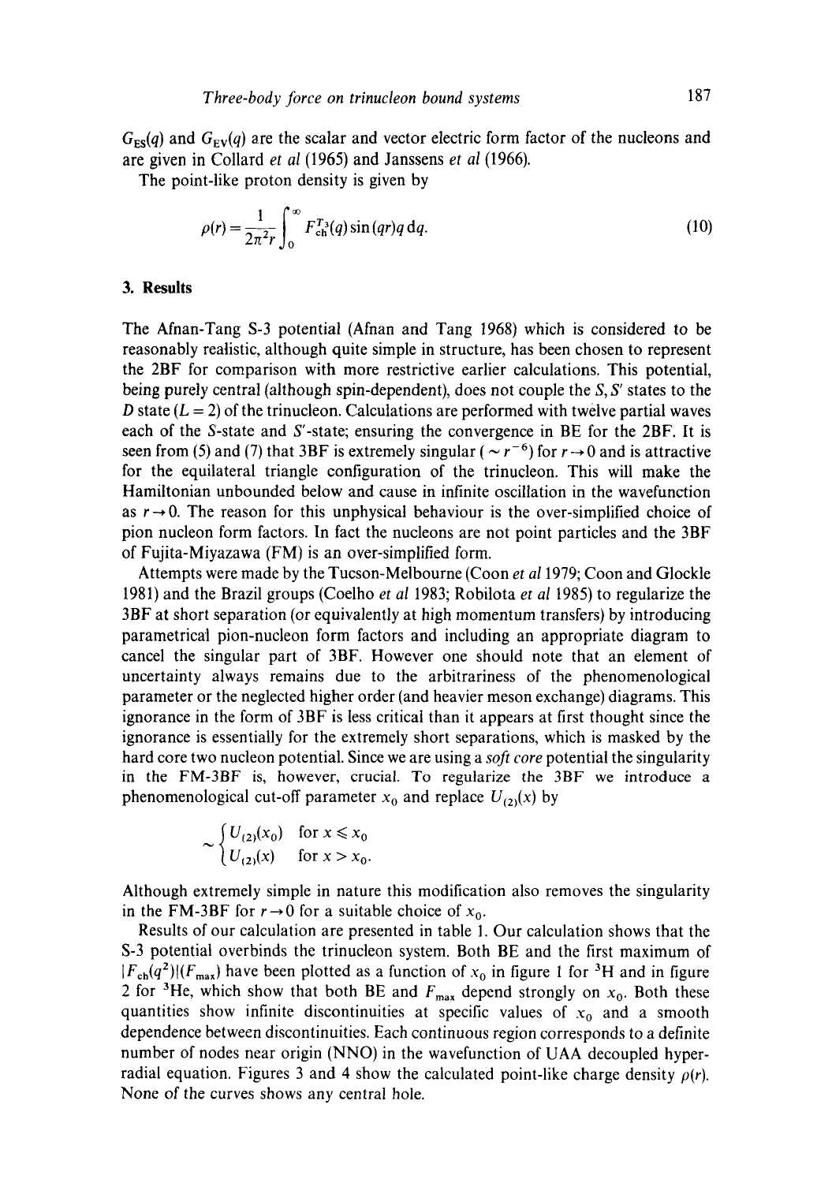$G_{ES}(q)$ and $G_{EV}(q)$ are the scalar and vector electric form factor of the nucleons and are given in Collard *et al* (1965) and Janssens *et al* (1966).

The point-like proton density is given by

$$\rho(r) = \frac{1}{2\pi^2 r} \int_0^\infty F_{ch}^{T_3}(q) \sin(qr) q \, dq. \tag{10}$$

## 3. Results

The Afnan-Tang S-3 potential (Afnan and Tang 1968) which is considered to be reasonably realistic, although quite simple in structure, has been chosen to represent the 2BF for comparison with more restrictive earlier calculations. This potential, being purely central (although spin-dependent), does not couple the $S, S'$ states to the $D$ state ($L = 2$) of the trinucleon. Calculations are performed with twelve partial waves each of the $S$-state and $S'$-state; ensuring the convergence in BE for the 2BF. It is seen from (5) and (7) that 3BF is extremely singular ($\sim r^{-6}$) for $r \to 0$ and is attractive for the equilateral triangle configuration of the trinucleon. This will make the Hamiltonian unbounded below and cause in infinite oscillation in the wavefunction as $r \to 0$. The reason for this unphysical behaviour is the over-simplified choice of pion nucleon form factors. In fact the nucleons are not point particles and the 3BF of Fujita-Miyazawa (FM) is an over-simplified form.

Attempts were made by the Tucson-Melbourne (Coon *et al* 1979; Coon and Glockle 1981) and the Brazil groups (Coelho *et al* 1983; Robilota *et al* 1985) to regularize the 3BF at short separation (or equivalently at high momentum transfers) by introducing parametrical pion-nucleon form factors and including an appropriate diagram to cancel the singular part of 3BF. However one should note that an element of uncertainty always remains due to the arbitrariness of the phenomenological parameter or the neglected higher order (and heavier meson exchange) diagrams. This ignorance in the form of 3BF is less critical than it appears at first thought since the ignorance is essentially for the extremely short separations, which is masked by the hard core two nucleon potential. Since we are using a *soft core* potential the singularity in the FM-3BF is, however, crucial. To regularize the 3BF we introduce a phenomenological cut-off parameter $x_0$ and replace $U_{(2)}(x)$ by

$$\sim \begin{cases} U_{(2)}(x_0) & \text{for } x \leqslant x_0 \\ U_{(2)}(x) & \text{for } x > x_0. \end{cases}$$

Although extremely simple in nature this modification also removes the singularity in the FM-3BF for $r \to 0$ for a suitable choice of $x_0$.

Results of our calculation are presented in table 1. Our calculation shows that the S-3 potential overbinds the trinucleon system. Both BE and the first maximum of $|F_{ch}(q^2)|(F_{max})$ have been plotted as a function of $x_0$ in figure 1 for $^3H$ and in figure 2 for $^3He$, which show that both BE and $F_{max}$ depend strongly on $x_0$. Both these quantities show infinite discontinuities at specific values of $x_0$ and a smooth dependence between discontinuities. Each continuous region corresponds to a definite number of nodes near origin (NNO) in the wavefunction of UAA decoupled hyperradial equation. Figures 3 and 4 show the calculated point-like charge density $\rho(r)$. None of the curves shows any central hole.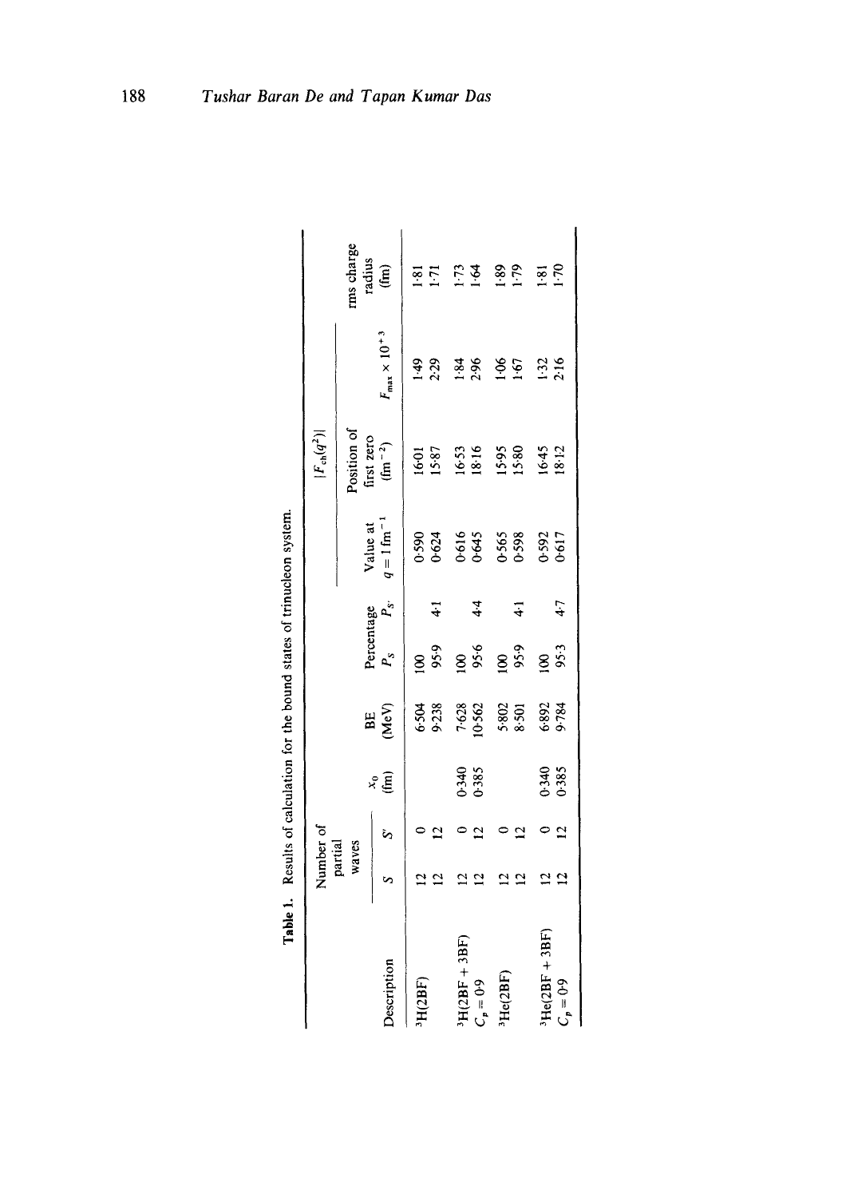**Table 1.** Results of calculation for the bound states of trinucleon system.

| Description | Number of partial waves | | $x_0$ (fm) | BE (MeV) | Percentage | | $\lvert F_{ch}(q^2)\rvert$ | | | rms charge radius (fm) |
|---|---|---|---|---|---|---|---|---|---|---|
| | $S$ | $S'$ | | | $P_S$ | $P_{S'}$ | Value at $q = 1\ \mathrm{fm}^{-1}$ | Position of first zero $(\mathrm{fm}^{-2})$ | $F_{max} \times 10^{+3}$ | |
| $^3$H(2BF) | 12 | 0 | | 6·504 | 100 | | 0·590 | 16·01 | 1·49 | 1·81 |
| | 12 | 12 | | 9·238 | 95·9 | 4·1 | 0·624 | 15·87 | 2·29 | 1·71 |
| $^3$H(2BF + 3BF) | 12 | 0 | 0·340 | 7·628 | 100 | | 0·616 | 16·53 | 1·84 | 1·73 |
| $C_p = 0{\cdot}9$ | 12 | 12 | 0·385 | 10·562 | 95·6 | 4·4 | 0·645 | 18·16 | 2·96 | 1·64 |
| $^3$He(2BF) | 12 | 0 | | 5·802 | 100 | | 0·565 | 15·95 | 1·06 | 1·89 |
| | 12 | 12 | | 8·501 | 95·9 | 4·1 | 0·598 | 15·80 | 1·67 | 1·79 |
| $^3$He(2BF + 3BF) | 12 | 0 | 0·340 | 6·892 | 100 | | 0·592 | 16·45 | 1·32 | 1·81 |
| $C_p = 0{\cdot}9$ | 12 | 12 | 0·385 | 9·784 | 95·3 | 4·7 | 0·617 | 18·12 | 2·16 | 1·70 |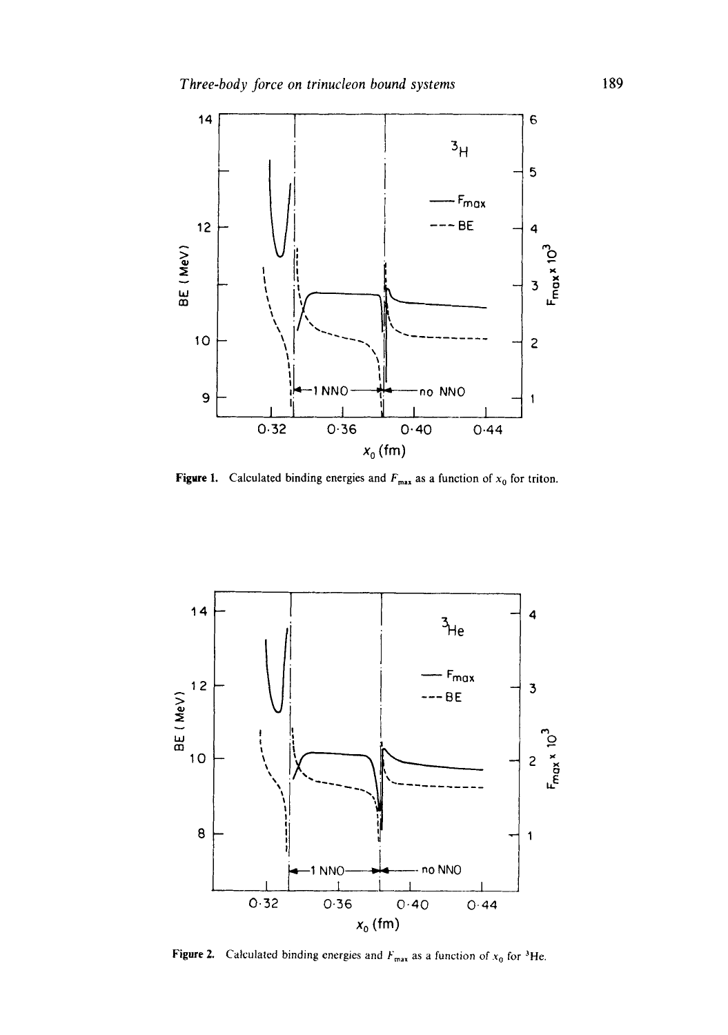14
12
10
9
BE ( MeV)
6
5
4
3
2
1
$F_{max} \times 10^3$
$^3H$
— $F_{max}$
--- BE
1 NNO
no NNO
0·32
0·36
0·40
0·44
$x_0$ (fm)

**Figure 1.** Calculated binding energies and $F_{max}$ as a function of $x_0$ for triton.

14
12
10
8
BE ( MeV)
4
3
2
1
$F_{max} \times 10^3$
$^3He$
— $F_{max}$
--- BE
1 NNO
no NNO
0·32
0·36
0·40
0·44
$x_0$ (fm)

**Figure 2.** Calculated binding energies and $F_{max}$ as a function of $x_0$ for $^3He$.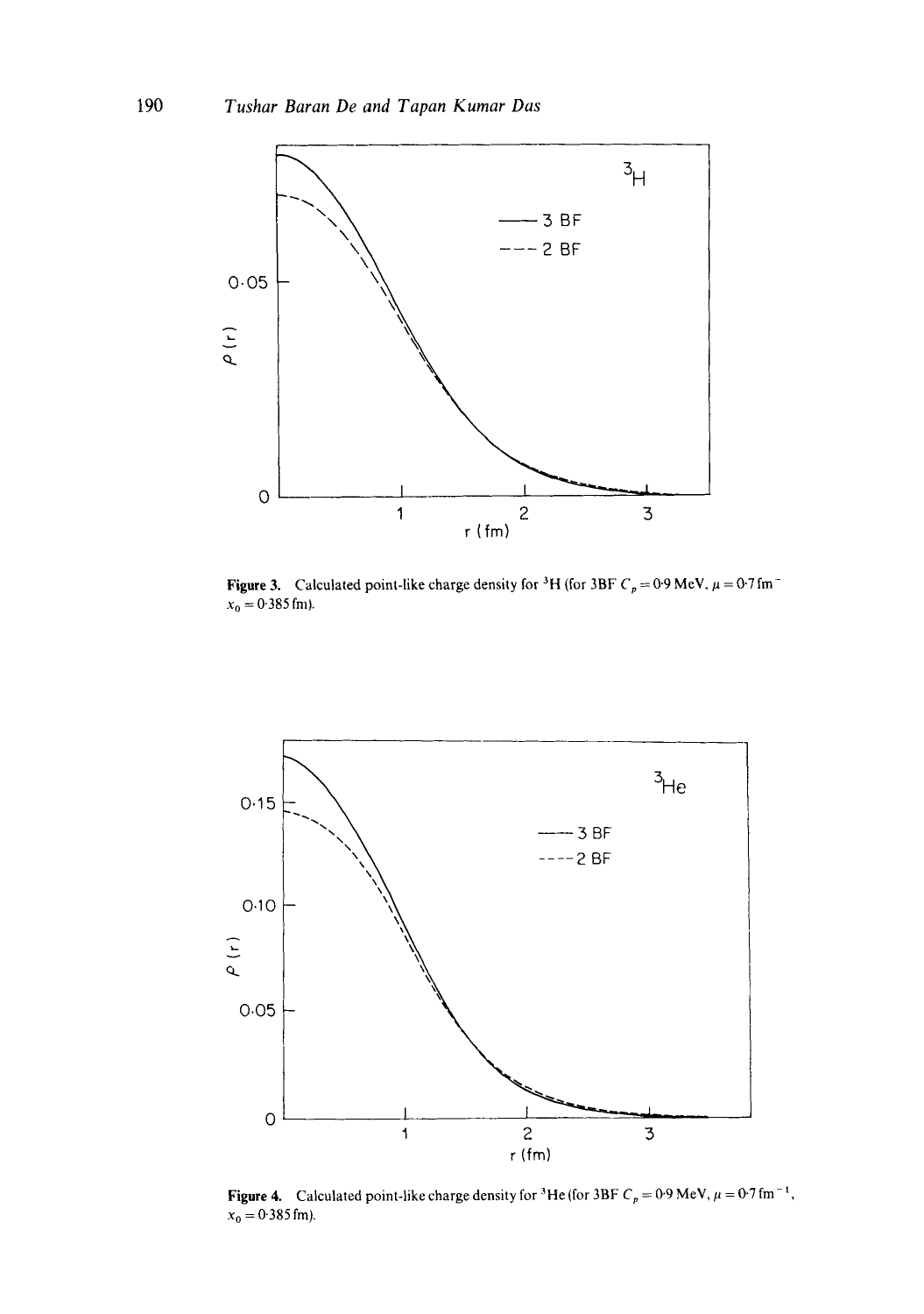$^3$H

—— 3 BF

- - - 2 BF

0·05

0

$\rho$ (r)

1 2 3

r (fm)

**Figure 3.** Calculated point-like charge density for $^3$H (for 3BF $C_p = 0{\cdot}9$ MeV, $\mu = 0{\cdot}7\ \mathrm{fm}^{-}$ $x_0 = 0{\cdot}385$ fm).

$^3$He

—— 3 BF

- - - - 2 BF

0·15

0·10

0·05

0

$\rho$ (r)

1 2 3

r (fm)

**Figure 4.** Calculated point-like charge density for $^3$He (for 3BF $C_p = 0{\cdot}9$ MeV, $\mu = 0{\cdot}7\ \mathrm{fm}^{-1}$, $x_0 = 0{\cdot}385$ fm).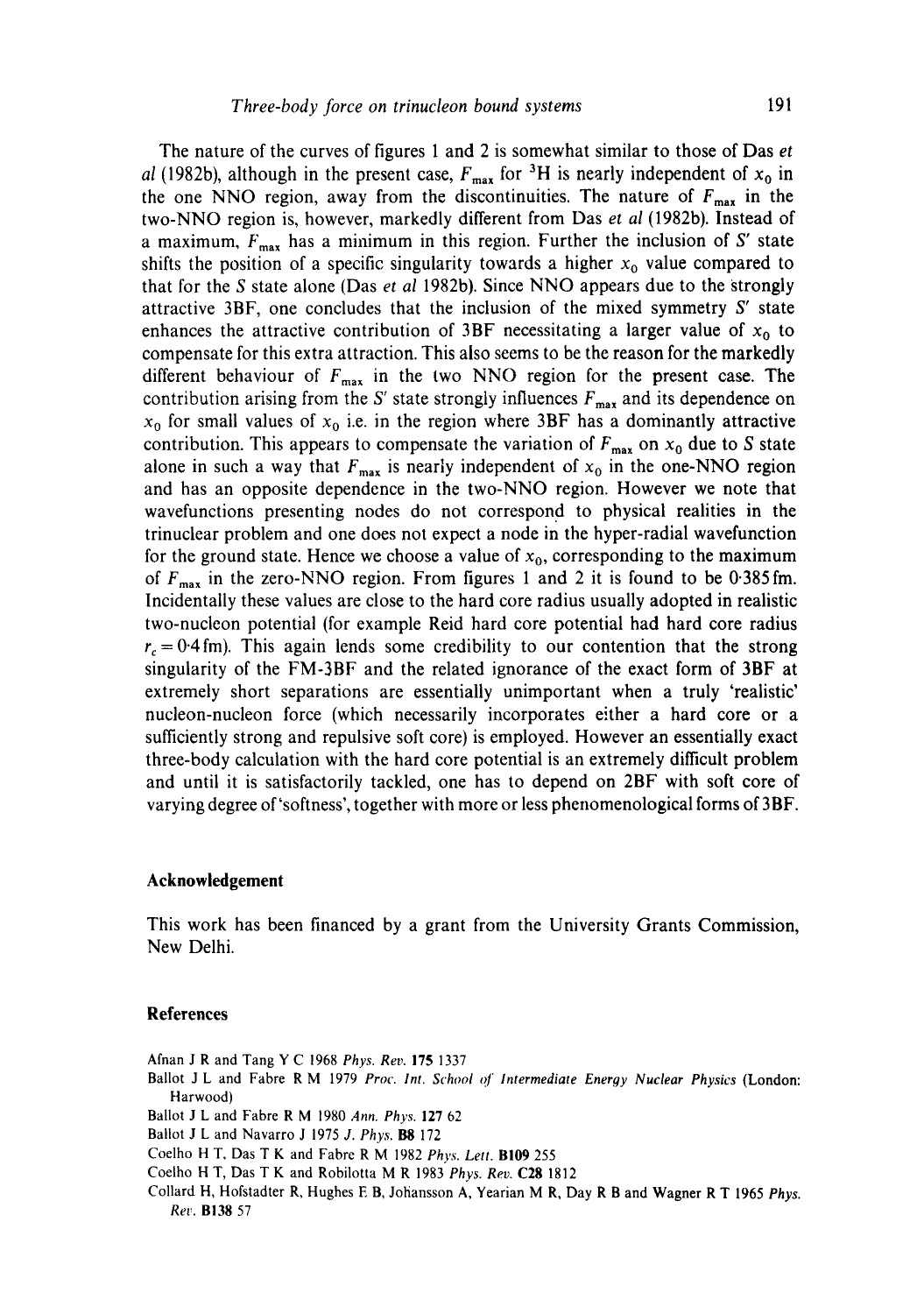The nature of the curves of figures 1 and 2 is somewhat similar to those of Das *et al* (1982b), although in the present case, $F_{\max}$ for $^3$H is nearly independent of $x_0$ in the one NNO region, away from the discontinuities. The nature of $F_{\max}$ in the two-NNO region is, however, markedly different from Das *et al* (1982b). Instead of a maximum, $F_{\max}$ has a minimum in this region. Further the inclusion of $S'$ state shifts the position of a specific singularity towards a higher $x_0$ value compared to that for the $S$ state alone (Das *et al* 1982b). Since NNO appears due to the strongly attractive 3BF, one concludes that the inclusion of the mixed symmetry $S'$ state enhances the attractive contribution of 3BF necessitating a larger value of $x_0$ to compensate for this extra attraction. This also seems to be the reason for the markedly different behaviour of $F_{\max}$ in the two NNO region for the present case. The contribution arising from the $S'$ state strongly influences $F_{\max}$ and its dependence on $x_0$ for small values of $x_0$ i.e. in the region where 3BF has a dominantly attractive contribution. This appears to compensate the variation of $F_{\max}$ on $x_0$ due to $S$ state alone in such a way that $F_{\max}$ is nearly independent of $x_0$ in the one-NNO region and has an opposite dependence in the two-NNO region. However we note that wavefunctions presenting nodes do not correspond to physical realities in the trinuclear problem and one does not expect a node in the hyper-radial wavefunction for the ground state. Hence we choose a value of $x_0$, corresponding to the maximum of $F_{\max}$ in the zero-NNO region. From figures 1 and 2 it is found to be 0·385 fm. Incidentally these values are close to the hard core radius usually adopted in realistic two-nucleon potential (for example Reid hard core potential had hard core radius $r_c = 0{\cdot}4$ fm). This again lends some credibility to our contention that the strong singularity of the FM-3BF and the related ignorance of the exact form of 3BF at extremely short separations are essentially unimportant when a truly 'realistic' nucleon-nucleon force (which necessarily incorporates either a hard core or a sufficiently strong and repulsive soft core) is employed. However an essentially exact three-body calculation with the hard core potential is an extremely difficult problem and until it is satisfactorily tackled, one has to depend on 2BF with soft core of varying degree of 'softness', together with more or less phenomenological forms of 3BF.

## Acknowledgement

This work has been financed by a grant from the University Grants Commission, New Delhi.

## References

Afnan J R and Tang Y C 1968 *Phys. Rev.* **175** 1337

Ballot J L and Fabre R M 1979 *Proc. Int. School of Intermediate Energy Nuclear Physics* (London: Harwood)

Ballot J L and Fabre R M 1980 *Ann. Phys.* **127** 62

Ballot J L and Navarro J 1975 *J. Phys.* **B8** 172

Coelho H T, Das T K and Fabre R M 1982 *Phys. Lett.* **B109** 255

Coelho H T, Das T K and Robilotta M R 1983 *Phys. Rev.* **C28** 1812

Collard H, Hofstadter R, Hughes E B, Johansson A, Yearian M R, Day R B and Wagner R T 1965 *Phys. Rev.* **B138** 57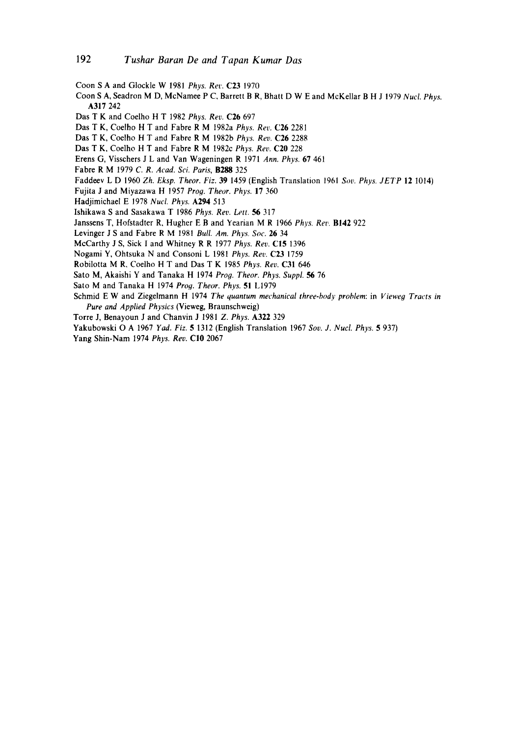Coon S A and Glockle W 1981 *Phys. Rev.* **C23** 1970

Coon S A, Seadron M D, McNamee P C, Barrett B R, Bhatt D W E and McKellar B H J 1979 *Nucl. Phys.* **A317** 242

Das T K and Coelho H T 1982 *Phys. Rev.* **C26** 697

Das T K, Coelho H T and Fabre R M 1982a *Phys. Rev.* **C26** 2281

Das T K, Coelho H T and Fabre R M 1982b *Phys. Rev.* **C26** 2288

Das T K, Coelho H T and Fabre R M 1982c *Phys. Rev.* **C20** 228

Erens G, Visschers J L and Van Wageningen R 1971 *Ann. Phys.* **67** 461

Fabre R M 1979 *C. R. Acad. Sci. Paris*, **B288** 325

Faddeev L D 1960 *Zh. Eksp. Theor. Fiz.* **39** 1459 (English Translation 1961 *Sov. Phys. JETP* **12** 1014)

Fujita J and Miyazawa H 1957 *Prog. Theor. Phys.* **17** 360

Hadjimichael E 1978 *Nucl. Phys.* **A294** 513

Ishikawa S and Sasakawa T 1986 *Phys. Rev. Lett.* **56** 317

Janssens T, Hofstadter R, Hugher E B and Yearian M R 1966 *Phys. Rev.* **B142** 922

Levinger J S and Fabre R M 1981 *Bull. Am. Phys. Soc.* **26** 34

McCarthy J S, Sick I and Whitney R R 1977 *Phys. Rev.* **C15** 1396

Nogami Y, Ohtsuka N and Consoni L 1981 *Phys. Rev.* **C23** 1759

Robilotta M R, Coelho H T and Das T K 1985 *Phys. Rev.* **C31** 646

Sato M, Akaishi Y and Tanaka H 1974 *Prog. Theor. Phys. Suppl.* **56** 76

Sato M and Tanaka H 1974 *Prog. Theor. Phys.* **51** L1979

Schmid E W and Ziegelmann H 1974 *The quantum mechanical three-body problem*: in *Vieweg Tracts in Pure and Applied Physics* (Vieweg, Braunschweig)

Torre J, Benayoun J and Chanvin J 1981 *Z. Phys.* **A322** 329

Yakubowski O A 1967 *Yad. Fiz.* **5** 1312 (English Translation 1967 *Sov. J. Nucl. Phys.* **5** 937)

Yang Shin-Nam 1974 *Phys. Rev.* **C10** 2067